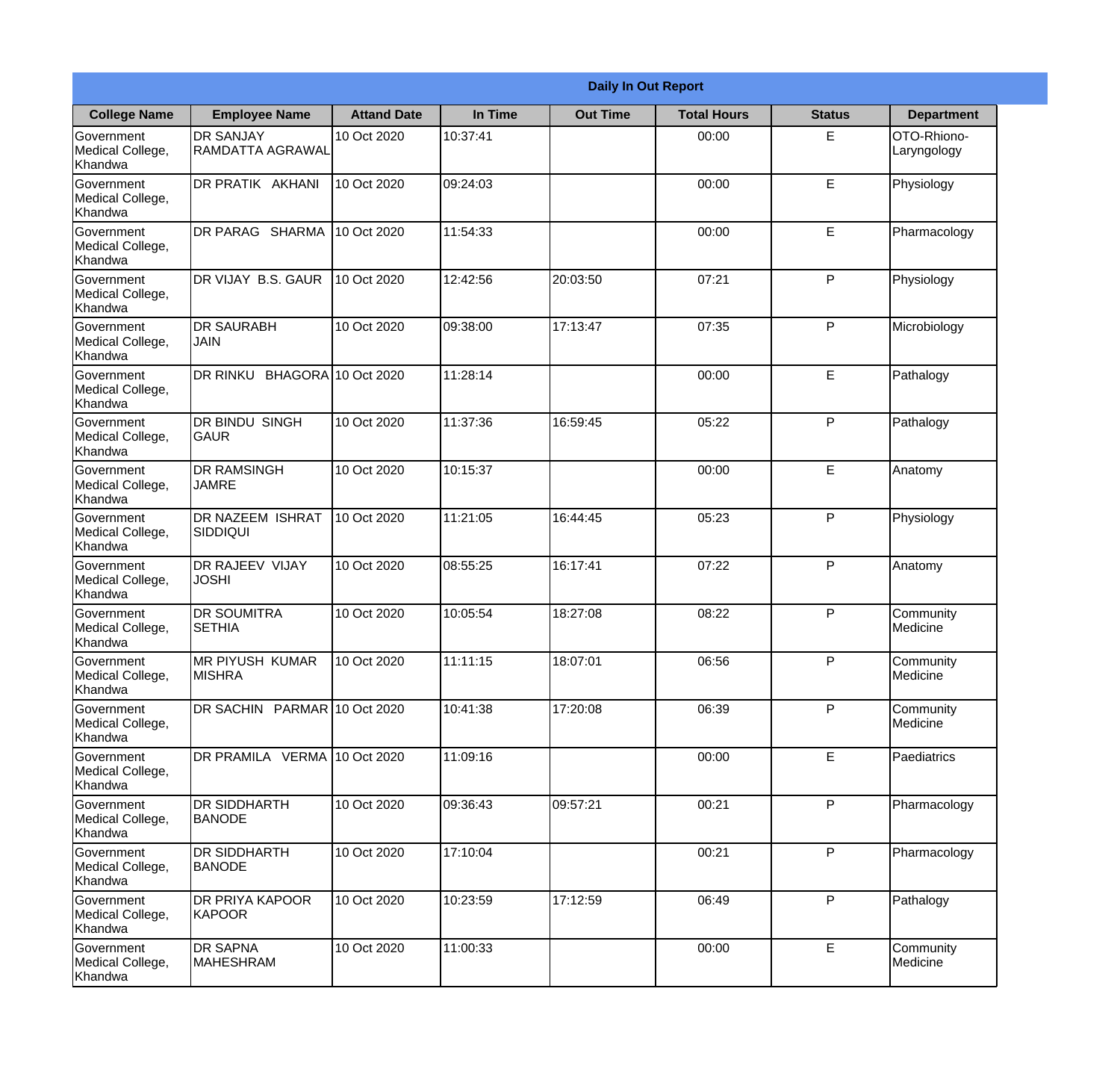| Daily In Out Report | | | | | | | |
|---|---|---|---|---|---|---|---|
| **College Name** | **Employee Name** | **Attand Date** | **In Time** | **Out Time** | **Total Hours** | **Status** | **Department** |
| Government Medical College, Khandwa | DR SANJAY RAMDATTA AGRAWAL | 10 Oct 2020 | 10:37:41 | | 00:00 | E | OTO-Rhiono-Laryngology |
| Government Medical College, Khandwa | DR PRATIK AKHANI | 10 Oct 2020 | 09:24:03 | | 00:00 | E | Physiology |
| Government Medical College, Khandwa | DR PARAG SHARMA | 10 Oct 2020 | 11:54:33 | | 00:00 | E | Pharmacology |
| Government Medical College, Khandwa | DR VIJAY B.S. GAUR | 10 Oct 2020 | 12:42:56 | 20:03:50 | 07:21 | P | Physiology |
| Government Medical College, Khandwa | DR SAURABH JAIN | 10 Oct 2020 | 09:38:00 | 17:13:47 | 07:35 | P | Microbiology |
| Government Medical College, Khandwa | DR RINKU BHAGORA | 10 Oct 2020 | 11:28:14 | | 00:00 | E | Pathalogy |
| Government Medical College, Khandwa | DR BINDU SINGH GAUR | 10 Oct 2020 | 11:37:36 | 16:59:45 | 05:22 | P | Pathalogy |
| Government Medical College, Khandwa | DR RAMSINGH JAMRE | 10 Oct 2020 | 10:15:37 | | 00:00 | E | Anatomy |
| Government Medical College, Khandwa | DR NAZEEM ISHRAT SIDDIQUI | 10 Oct 2020 | 11:21:05 | 16:44:45 | 05:23 | P | Physiology |
| Government Medical College, Khandwa | DR RAJEEV VIJAY JOSHI | 10 Oct 2020 | 08:55:25 | 16:17:41 | 07:22 | P | Anatomy |
| Government Medical College, Khandwa | DR SOUMITRA SETHIA | 10 Oct 2020 | 10:05:54 | 18:27:08 | 08:22 | P | Community Medicine |
| Government Medical College, Khandwa | MR PIYUSH KUMAR MISHRA | 10 Oct 2020 | 11:11:15 | 18:07:01 | 06:56 | P | Community Medicine |
| Government Medical College, Khandwa | DR SACHIN PARMAR | 10 Oct 2020 | 10:41:38 | 17:20:08 | 06:39 | P | Community Medicine |
| Government Medical College, Khandwa | DR PRAMILA VERMA | 10 Oct 2020 | 11:09:16 | | 00:00 | E | Paediatrics |
| Government Medical College, Khandwa | DR SIDDHARTH BANODE | 10 Oct 2020 | 09:36:43 | 09:57:21 | 00:21 | P | Pharmacology |
| Government Medical College, Khandwa | DR SIDDHARTH BANODE | 10 Oct 2020 | 17:10:04 | | 00:21 | P | Pharmacology |
| Government Medical College, Khandwa | DR PRIYA KAPOOR KAPOOR | 10 Oct 2020 | 10:23:59 | 17:12:59 | 06:49 | P | Pathalogy |
| Government Medical College, Khandwa | DR SAPNA MAHESHRAM | 10 Oct 2020 | 11:00:33 | | 00:00 | E | Community Medicine |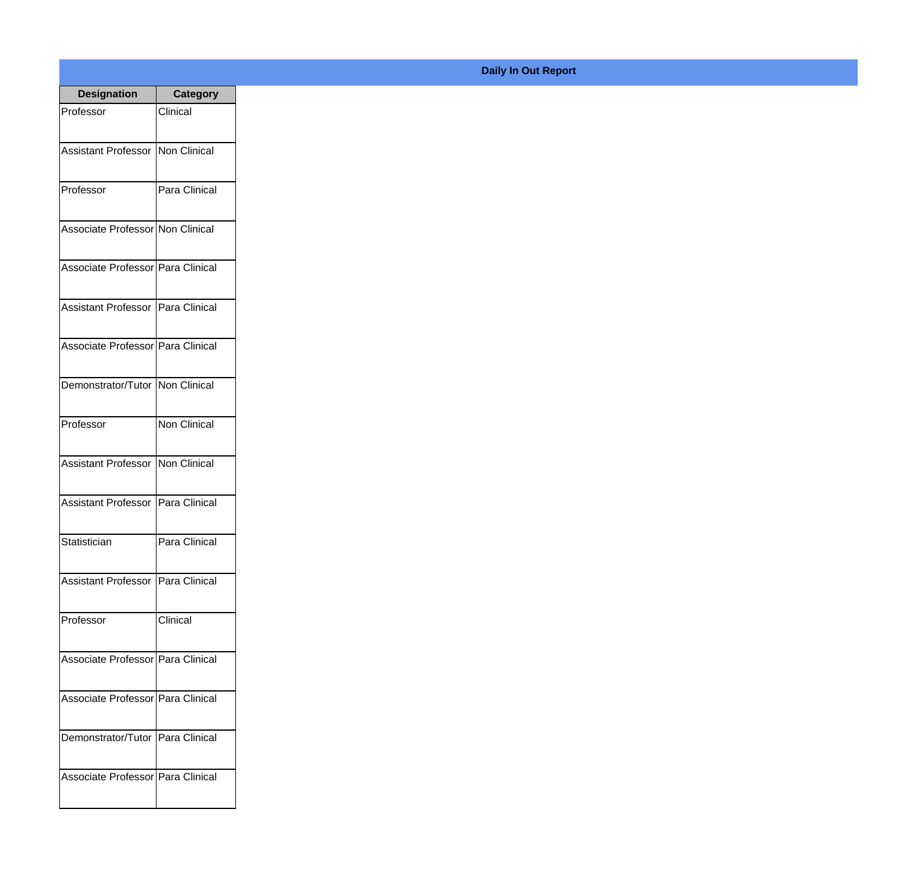**Daily In Out Report**

| Designation | Category |
|---|---|
| Professor | Clinical |
| Assistant Professor | Non Clinical |
| Professor | Para Clinical |
| Associate Professor | Non Clinical |
| Associate Professor | Para Clinical |
| Assistant Professor | Para Clinical |
| Associate Professor | Para Clinical |
| Demonstrator/Tutor | Non Clinical |
| Professor | Non Clinical |
| Assistant Professor | Non Clinical |
| Assistant Professor | Para Clinical |
| Statistician | Para Clinical |
| Assistant Professor | Para Clinical |
| Professor | Clinical |
| Associate Professor | Para Clinical |
| Associate Professor | Para Clinical |
| Demonstrator/Tutor | Para Clinical |
| Associate Professor | Para Clinical |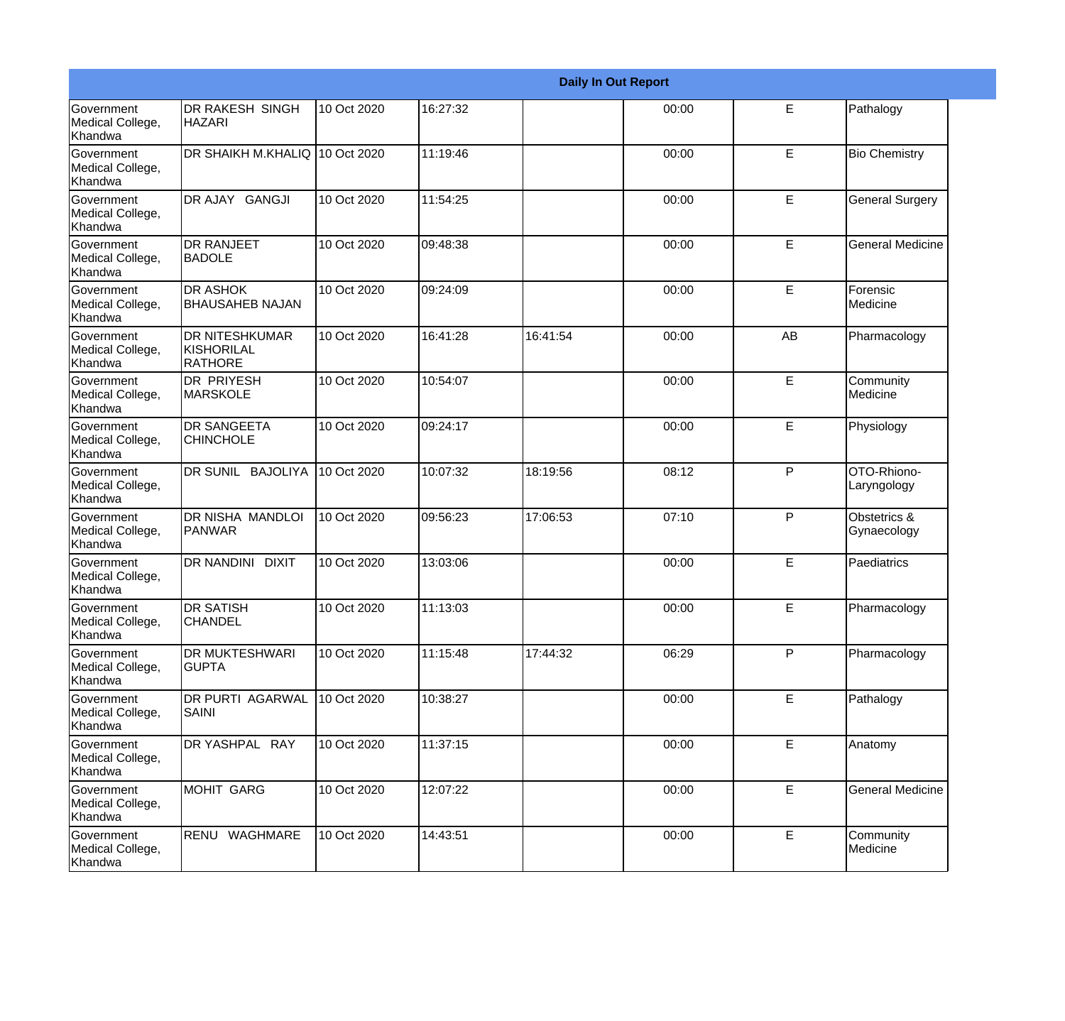| Daily In Out Report | | | | | | | |
|---|---|---|---|---|---|---|---|
| Government Medical College, Khandwa | DR RAKESH SINGH HAZARI | 10 Oct 2020 | 16:27:32 | | 00:00 | E | Pathalogy |
| Government Medical College, Khandwa | DR SHAIKH M.KHALIQ | 10 Oct 2020 | 11:19:46 | | 00:00 | E | Bio Chemistry |
| Government Medical College, Khandwa | DR AJAY GANGJI | 10 Oct 2020 | 11:54:25 | | 00:00 | E | General Surgery |
| Government Medical College, Khandwa | DR RANJEET BADOLE | 10 Oct 2020 | 09:48:38 | | 00:00 | E | General Medicine |
| Government Medical College, Khandwa | DR ASHOK BHAUSAHEB NAJAN | 10 Oct 2020 | 09:24:09 | | 00:00 | E | Forensic Medicine |
| Government Medical College, Khandwa | DR NITESHKUMAR KISHORILAL RATHORE | 10 Oct 2020 | 16:41:28 | 16:41:54 | 00:00 | AB | Pharmacology |
| Government Medical College, Khandwa | DR PRIYESH MARSKOLE | 10 Oct 2020 | 10:54:07 | | 00:00 | E | Community Medicine |
| Government Medical College, Khandwa | DR SANGEETA CHINCHOLE | 10 Oct 2020 | 09:24:17 | | 00:00 | E | Physiology |
| Government Medical College, Khandwa | DR SUNIL BAJOLIYA | 10 Oct 2020 | 10:07:32 | 18:19:56 | 08:12 | P | OTO-Rhiono-Laryngology |
| Government Medical College, Khandwa | DR NISHA MANDLOI PANWAR | 10 Oct 2020 | 09:56:23 | 17:06:53 | 07:10 | P | Obstetrics & Gynaecology |
| Government Medical College, Khandwa | DR NANDINI DIXIT | 10 Oct 2020 | 13:03:06 | | 00:00 | E | Paediatrics |
| Government Medical College, Khandwa | DR SATISH CHANDEL | 10 Oct 2020 | 11:13:03 | | 00:00 | E | Pharmacology |
| Government Medical College, Khandwa | DR MUKTESHWARI GUPTA | 10 Oct 2020 | 11:15:48 | 17:44:32 | 06:29 | P | Pharmacology |
| Government Medical College, Khandwa | DR PURTI AGARWAL SAINI | 10 Oct 2020 | 10:38:27 | | 00:00 | E | Pathalogy |
| Government Medical College, Khandwa | DR YASHPAL RAY | 10 Oct 2020 | 11:37:15 | | 00:00 | E | Anatomy |
| Government Medical College, Khandwa | MOHIT GARG | 10 Oct 2020 | 12:07:22 | | 00:00 | E | General Medicine |
| Government Medical College, Khandwa | RENU WAGHMARE | 10 Oct 2020 | 14:43:51 | | 00:00 | E | Community Medicine |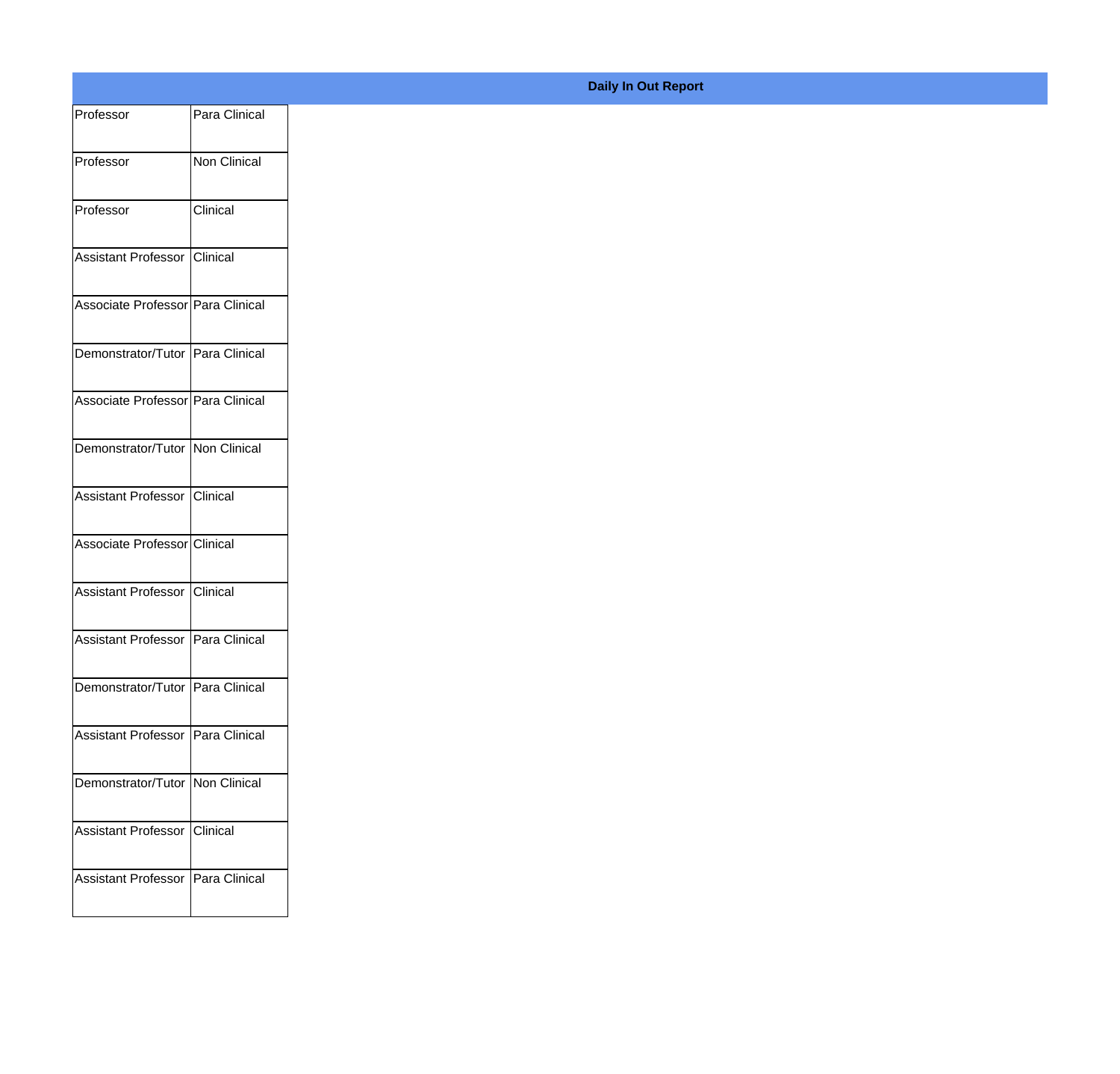**Daily In Out Report**

| | |
|---|---|
| Professor | Para Clinical |
| Professor | Non Clinical |
| Professor | Clinical |
| Assistant Professor | Clinical |
| Associate Professor | Para Clinical |
| Demonstrator/Tutor | Para Clinical |
| Associate Professor | Para Clinical |
| Demonstrator/Tutor | Non Clinical |
| Assistant Professor | Clinical |
| Associate Professor | Clinical |
| Assistant Professor | Clinical |
| Assistant Professor | Para Clinical |
| Demonstrator/Tutor | Para Clinical |
| Assistant Professor | Para Clinical |
| Demonstrator/Tutor | Non Clinical |
| Assistant Professor | Clinical |
| Assistant Professor | Para Clinical |